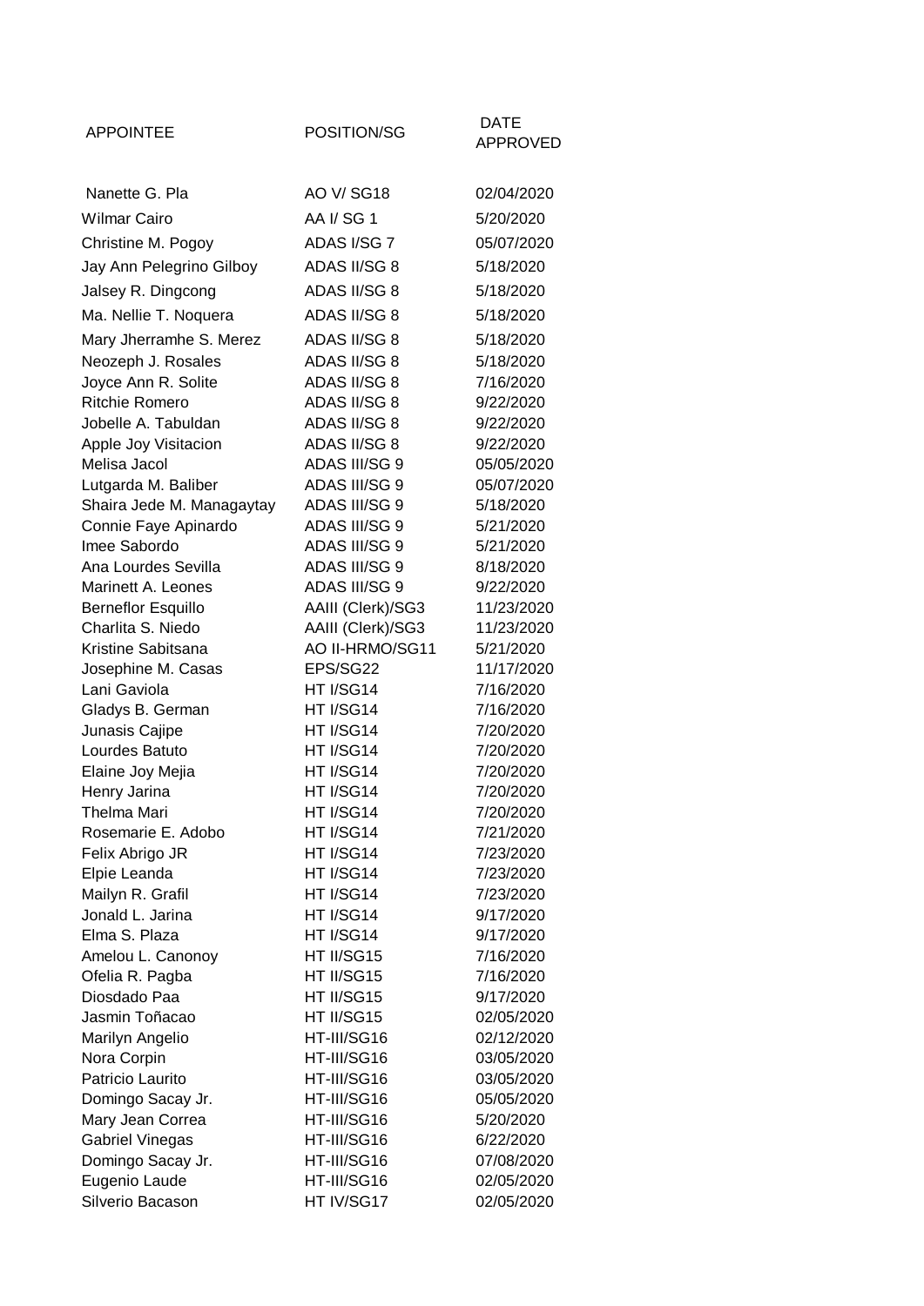| APPOINTEE | POSITION/SG | DATE APPROVED |
|---|---|---|
| Nanette G. Pla | AO V/ SG18 | 02/04/2020 |
| Wilmar Cairo | AA I/ SG 1 | 5/20/2020 |
| Christine M. Pogoy | ADAS I/SG 7 | 05/07/2020 |
| Jay Ann Pelegrino Gilboy | ADAS II/SG 8 | 5/18/2020 |
| Jalsey R. Dingcong | ADAS II/SG 8 | 5/18/2020 |
| Ma. Nellie T. Noquera | ADAS II/SG 8 | 5/18/2020 |
| Mary Jherramhe S. Merez | ADAS II/SG 8 | 5/18/2020 |
| Neozeph J. Rosales | ADAS II/SG 8 | 5/18/2020 |
| Joyce Ann R. Solite | ADAS II/SG 8 | 7/16/2020 |
| Ritchie Romero | ADAS II/SG 8 | 9/22/2020 |
| Jobelle A. Tabuldan | ADAS II/SG 8 | 9/22/2020 |
| Apple Joy Visitacion | ADAS II/SG 8 | 9/22/2020 |
| Melisa Jacol | ADAS III/SG 9 | 05/05/2020 |
| Lutgarda M. Baliber | ADAS III/SG 9 | 05/07/2020 |
| Shaira Jede M. Managaytay | ADAS III/SG 9 | 5/18/2020 |
| Connie Faye Apinardo | ADAS III/SG 9 | 5/21/2020 |
| Imee Sabordo | ADAS III/SG 9 | 5/21/2020 |
| Ana Lourdes Sevilla | ADAS III/SG 9 | 8/18/2020 |
| Marinett A. Leones | ADAS III/SG 9 | 9/22/2020 |
| Berneflor Esquillo | AAIII (Clerk)/SG3 | 11/23/2020 |
| Charlita S. Niedo | AAIII (Clerk)/SG3 | 11/23/2020 |
| Kristine Sabitsana | AO II-HRMO/SG11 | 5/21/2020 |
| Josephine M. Casas | EPS/SG22 | 11/17/2020 |
| Lani Gaviola | HT I/SG14 | 7/16/2020 |
| Gladys B. German | HT I/SG14 | 7/16/2020 |
| Junasis Cajipe | HT I/SG14 | 7/20/2020 |
| Lourdes Batuto | HT I/SG14 | 7/20/2020 |
| Elaine Joy Mejia | HT I/SG14 | 7/20/2020 |
| Henry Jarina | HT I/SG14 | 7/20/2020 |
| Thelma Mari | HT I/SG14 | 7/20/2020 |
| Rosemarie E. Adobo | HT I/SG14 | 7/21/2020 |
| Felix Abrigo JR | HT I/SG14 | 7/23/2020 |
| Elpie Leanda | HT I/SG14 | 7/23/2020 |
| Mailyn R. Grafil | HT I/SG14 | 7/23/2020 |
| Jonald L. Jarina | HT I/SG14 | 9/17/2020 |
| Elma S. Plaza | HT I/SG14 | 9/17/2020 |
| Amelou L. Canonoy | HT II/SG15 | 7/16/2020 |
| Ofelia R. Pagba | HT II/SG15 | 7/16/2020 |
| Diosdado Paa | HT II/SG15 | 9/17/2020 |
| Jasmin Toñacao | HT II/SG15 | 02/05/2020 |
| Marilyn Angelio | HT-III/SG16 | 02/12/2020 |
| Nora Corpin | HT-III/SG16 | 03/05/2020 |
| Patricio Laurito | HT-III/SG16 | 03/05/2020 |
| Domingo Sacay Jr. | HT-III/SG16 | 05/05/2020 |
| Mary Jean Correa | HT-III/SG16 | 5/20/2020 |
| Gabriel Vinegas | HT-III/SG16 | 6/22/2020 |
| Domingo Sacay Jr. | HT-III/SG16 | 07/08/2020 |
| Eugenio Laude | HT-III/SG16 | 02/05/2020 |
| Silverio Bacason | HT IV/SG17 | 02/05/2020 |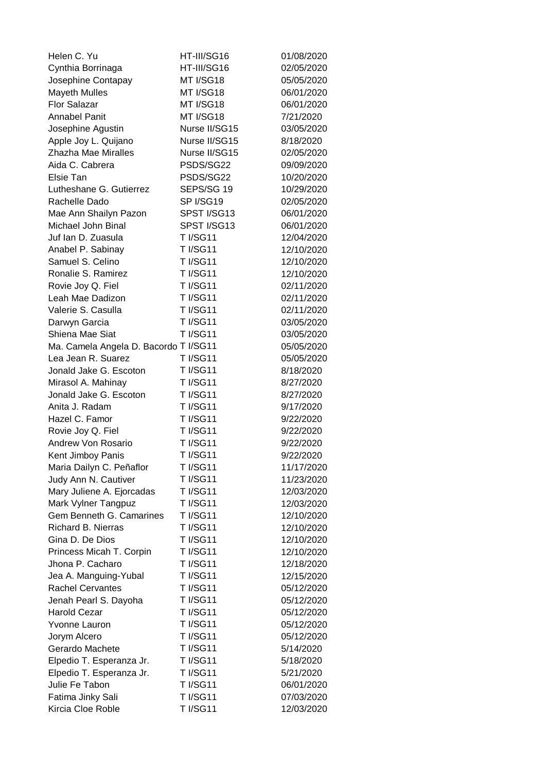| | | |
|---|---|---|
| Helen C. Yu | HT-III/SG16 | 01/08/2020 |
| Cynthia Borrinaga | HT-III/SG16 | 02/05/2020 |
| Josephine Contapay | MT I/SG18 | 05/05/2020 |
| Mayeth Mulles | MT I/SG18 | 06/01/2020 |
| Flor Salazar | MT I/SG18 | 06/01/2020 |
| Annabel Panit | MT I/SG18 | 7/21/2020 |
| Josephine Agustin | Nurse II/SG15 | 03/05/2020 |
| Apple Joy L. Quijano | Nurse II/SG15 | 8/18/2020 |
| Zhazha Mae Miralles | Nurse II/SG15 | 02/05/2020 |
| Aida C. Cabrera | PSDS/SG22 | 09/09/2020 |
| Elsie Tan | PSDS/SG22 | 10/20/2020 |
| Lutheshane G. Gutierrez | SEPS/SG 19 | 10/29/2020 |
| Rachelle Dado | SP I/SG19 | 02/05/2020 |
| Mae Ann Shailyn Pazon | SPST I/SG13 | 06/01/2020 |
| Michael John Binal | SPST I/SG13 | 06/01/2020 |
| Juf Ian D. Zuasula | T I/SG11 | 12/04/2020 |
| Anabel P. Sabinay | T I/SG11 | 12/10/2020 |
| Samuel S. Celino | T I/SG11 | 12/10/2020 |
| Ronalie S. Ramirez | T I/SG11 | 12/10/2020 |
| Rovie Joy Q. Fiel | T I/SG11 | 02/11/2020 |
| Leah Mae Dadizon | T I/SG11 | 02/11/2020 |
| Valerie S. Casulla | T I/SG11 | 02/11/2020 |
| Darwyn Garcia | T I/SG11 | 03/05/2020 |
| Shiena Mae Siat | T I/SG11 | 03/05/2020 |
| Ma. Camela Angela D. Bacordo | T I/SG11 | 05/05/2020 |
| Lea Jean R. Suarez | T I/SG11 | 05/05/2020 |
| Jonald Jake G. Escoton | T I/SG11 | 8/18/2020 |
| Mirasol A. Mahinay | T I/SG11 | 8/27/2020 |
| Jonald Jake G. Escoton | T I/SG11 | 8/27/2020 |
| Anita J. Radam | T I/SG11 | 9/17/2020 |
| Hazel C. Famor | T I/SG11 | 9/22/2020 |
| Rovie Joy Q. Fiel | T I/SG11 | 9/22/2020 |
| Andrew Von Rosario | T I/SG11 | 9/22/2020 |
| Kent Jimboy Panis | T I/SG11 | 9/22/2020 |
| Maria Dailyn C. Peñaflor | T I/SG11 | 11/17/2020 |
| Judy Ann N. Cautiver | T I/SG11 | 11/23/2020 |
| Mary Juliene A. Ejorcadas | T I/SG11 | 12/03/2020 |
| Mark Vylner Tangpuz | T I/SG11 | 12/03/2020 |
| Gem Benneth G. Camarines | T I/SG11 | 12/10/2020 |
| Richard B. Nierras | T I/SG11 | 12/10/2020 |
| Gina D. De Dios | T I/SG11 | 12/10/2020 |
| Princess Micah T. Corpin | T I/SG11 | 12/10/2020 |
| Jhona P. Cacharo | T I/SG11 | 12/18/2020 |
| Jea A. Manguing-Yubal | T I/SG11 | 12/15/2020 |
| Rachel Cervantes | T I/SG11 | 05/12/2020 |
| Jenah Pearl S. Dayoha | T I/SG11 | 05/12/2020 |
| Harold Cezar | T I/SG11 | 05/12/2020 |
| Yvonne Lauron | T I/SG11 | 05/12/2020 |
| Jorym Alcero | T I/SG11 | 05/12/2020 |
| Gerardo Machete | T I/SG11 | 5/14/2020 |
| Elpedio T. Esperanza Jr. | T I/SG11 | 5/18/2020 |
| Elpedio T. Esperanza Jr. | T I/SG11 | 5/21/2020 |
| Julie Fe Tabon | T I/SG11 | 06/01/2020 |
| Fatima Jinky Sali | T I/SG11 | 07/03/2020 |
| Kircia Cloe Roble | T I/SG11 | 12/03/2020 |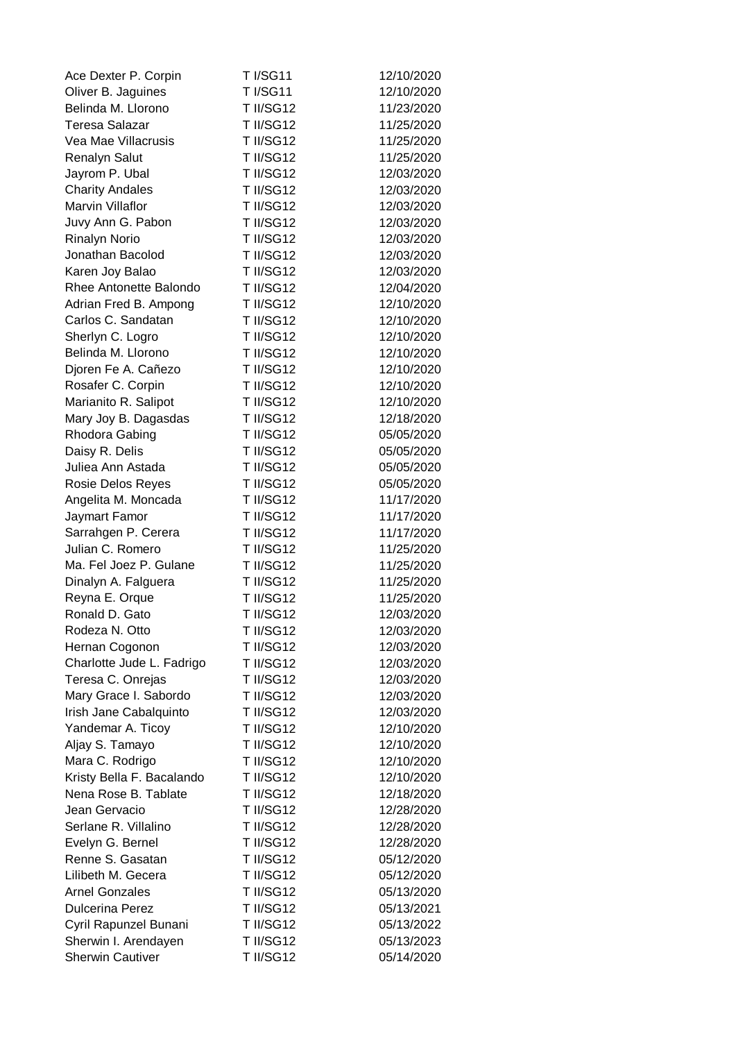| | | |
|---|---|---|
| Ace Dexter P. Corpin | T I/SG11 | 12/10/2020 |
| Oliver B. Jaguines | T I/SG11 | 12/10/2020 |
| Belinda M. Llorono | T II/SG12 | 11/23/2020 |
| Teresa Salazar | T II/SG12 | 11/25/2020 |
| Vea Mae Villacrusis | T II/SG12 | 11/25/2020 |
| Renalyn Salut | T II/SG12 | 11/25/2020 |
| Jayrom P. Ubal | T II/SG12 | 12/03/2020 |
| Charity Andales | T II/SG12 | 12/03/2020 |
| Marvin Villaflor | T II/SG12 | 12/03/2020 |
| Juvy Ann G. Pabon | T II/SG12 | 12/03/2020 |
| Rinalyn Norio | T II/SG12 | 12/03/2020 |
| Jonathan Bacolod | T II/SG12 | 12/03/2020 |
| Karen Joy Balao | T II/SG12 | 12/03/2020 |
| Rhee Antonette Balondo | T II/SG12 | 12/04/2020 |
| Adrian Fred B. Ampong | T II/SG12 | 12/10/2020 |
| Carlos C. Sandatan | T II/SG12 | 12/10/2020 |
| Sherlyn C. Logro | T II/SG12 | 12/10/2020 |
| Belinda M. Llorono | T II/SG12 | 12/10/2020 |
| Djoren Fe A. Cañezo | T II/SG12 | 12/10/2020 |
| Rosafer C. Corpin | T II/SG12 | 12/10/2020 |
| Marianito R. Salipot | T II/SG12 | 12/10/2020 |
| Mary Joy B. Dagasdas | T II/SG12 | 12/18/2020 |
| Rhodora Gabing | T II/SG12 | 05/05/2020 |
| Daisy R. Delis | T II/SG12 | 05/05/2020 |
| Juliea Ann Astada | T II/SG12 | 05/05/2020 |
| Rosie Delos Reyes | T II/SG12 | 05/05/2020 |
| Angelita M. Moncada | T II/SG12 | 11/17/2020 |
| Jaymart Famor | T II/SG12 | 11/17/2020 |
| Sarrahgen P. Cerera | T II/SG12 | 11/17/2020 |
| Julian C. Romero | T II/SG12 | 11/25/2020 |
| Ma. Fel Joez P. Gulane | T II/SG12 | 11/25/2020 |
| Dinalyn A. Falguera | T II/SG12 | 11/25/2020 |
| Reyna E. Orque | T II/SG12 | 11/25/2020 |
| Ronald D. Gato | T II/SG12 | 12/03/2020 |
| Rodeza N. Otto | T II/SG12 | 12/03/2020 |
| Hernan Cogonon | T II/SG12 | 12/03/2020 |
| Charlotte Jude L. Fadrigo | T II/SG12 | 12/03/2020 |
| Teresa C. Onrejas | T II/SG12 | 12/03/2020 |
| Mary Grace I. Sabordo | T II/SG12 | 12/03/2020 |
| Irish Jane Cabalquinto | T II/SG12 | 12/03/2020 |
| Yandemar A. Ticoy | T II/SG12 | 12/10/2020 |
| Aljay S. Tamayo | T II/SG12 | 12/10/2020 |
| Mara C. Rodrigo | T II/SG12 | 12/10/2020 |
| Kristy Bella F. Bacalando | T II/SG12 | 12/10/2020 |
| Nena Rose B. Tablate | T II/SG12 | 12/18/2020 |
| Jean Gervacio | T II/SG12 | 12/28/2020 |
| Serlane R. Villalino | T II/SG12 | 12/28/2020 |
| Evelyn G. Bernel | T II/SG12 | 12/28/2020 |
| Renne S. Gasatan | T II/SG12 | 05/12/2020 |
| Lilibeth M. Gecera | T II/SG12 | 05/12/2020 |
| Arnel Gonzales | T II/SG12 | 05/13/2020 |
| Dulcerina Perez | T II/SG12 | 05/13/2021 |
| Cyril Rapunzel Bunani | T II/SG12 | 05/13/2022 |
| Sherwin I. Arendayen | T II/SG12 | 05/13/2023 |
| Sherwin Cautiver | T II/SG12 | 05/14/2020 |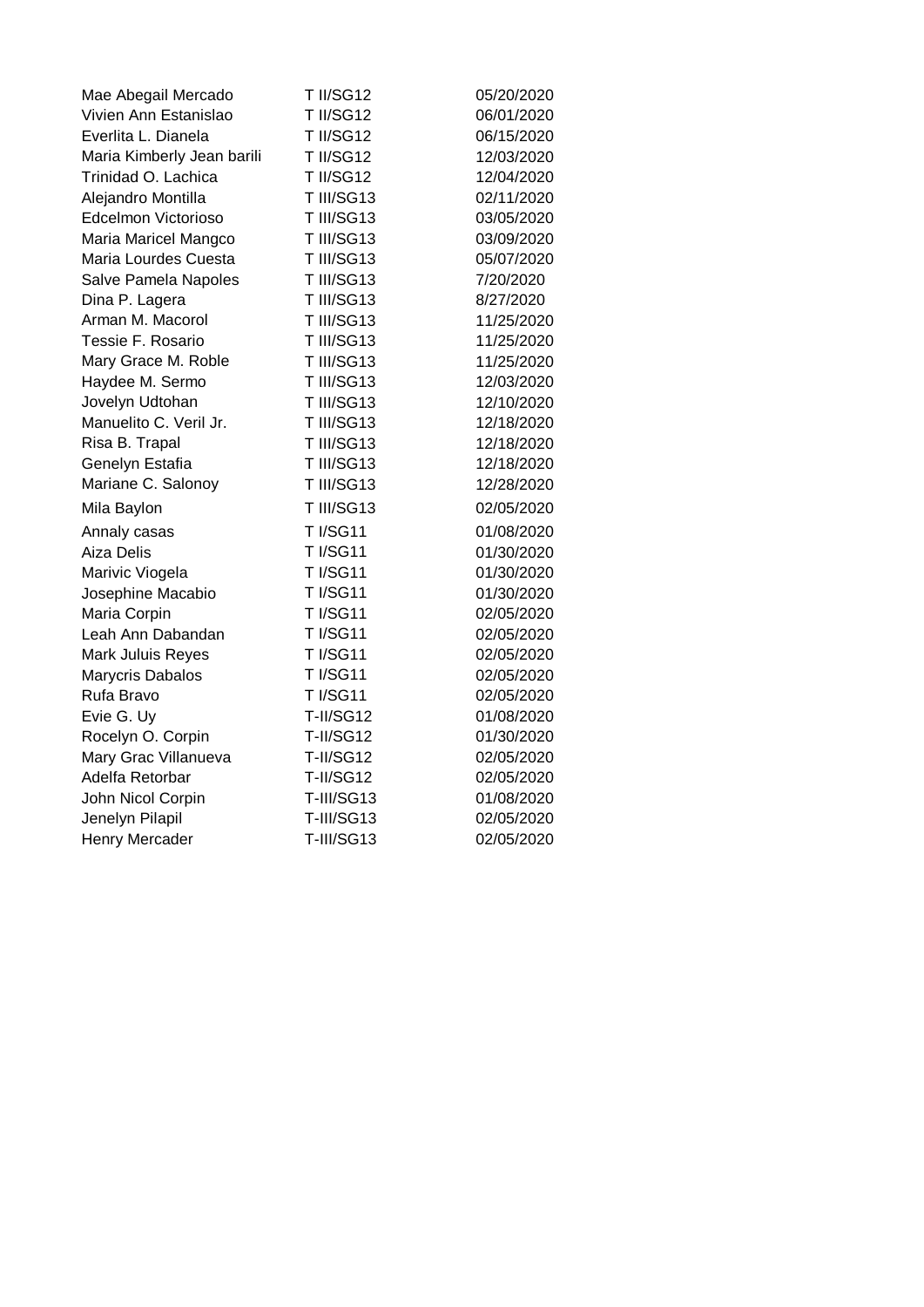| | | |
|---|---|---|
| Mae Abegail Mercado | T II/SG12 | 05/20/2020 |
| Vivien Ann Estanislao | T II/SG12 | 06/01/2020 |
| Everlita L. Dianela | T II/SG12 | 06/15/2020 |
| Maria Kimberly Jean barili | T II/SG12 | 12/03/2020 |
| Trinidad O. Lachica | T II/SG12 | 12/04/2020 |
| Alejandro Montilla | T III/SG13 | 02/11/2020 |
| Edcelmon Victorioso | T III/SG13 | 03/05/2020 |
| Maria Maricel Mangco | T III/SG13 | 03/09/2020 |
| Maria Lourdes Cuesta | T III/SG13 | 05/07/2020 |
| Salve Pamela Napoles | T III/SG13 | 7/20/2020 |
| Dina P. Lagera | T III/SG13 | 8/27/2020 |
| Arman M. Macorol | T III/SG13 | 11/25/2020 |
| Tessie F. Rosario | T III/SG13 | 11/25/2020 |
| Mary Grace M. Roble | T III/SG13 | 11/25/2020 |
| Haydee M. Sermo | T III/SG13 | 12/03/2020 |
| Jovelyn Udtohan | T III/SG13 | 12/10/2020 |
| Manuelito C. Veril Jr. | T III/SG13 | 12/18/2020 |
| Risa B. Trapal | T III/SG13 | 12/18/2020 |
| Genelyn Estafia | T III/SG13 | 12/18/2020 |
| Mariane C. Salonoy | T III/SG13 | 12/28/2020 |
| Mila Baylon | T III/SG13 | 02/05/2020 |
| Annaly casas | T I/SG11 | 01/08/2020 |
| Aiza Delis | T I/SG11 | 01/30/2020 |
| Marivic Viogela | T I/SG11 | 01/30/2020 |
| Josephine Macabio | T I/SG11 | 01/30/2020 |
| Maria Corpin | T I/SG11 | 02/05/2020 |
| Leah Ann Dabandan | T I/SG11 | 02/05/2020 |
| Mark Juluis Reyes | T I/SG11 | 02/05/2020 |
| Marycris Dabalos | T I/SG11 | 02/05/2020 |
| Rufa Bravo | T I/SG11 | 02/05/2020 |
| Evie G. Uy | T-II/SG12 | 01/08/2020 |
| Rocelyn O. Corpin | T-II/SG12 | 01/30/2020 |
| Mary Grac Villanueva | T-II/SG12 | 02/05/2020 |
| Adelfa Retorbar | T-II/SG12 | 02/05/2020 |
| John Nicol Corpin | T-III/SG13 | 01/08/2020 |
| Jenelyn Pilapil | T-III/SG13 | 02/05/2020 |
| Henry Mercader | T-III/SG13 | 02/05/2020 |